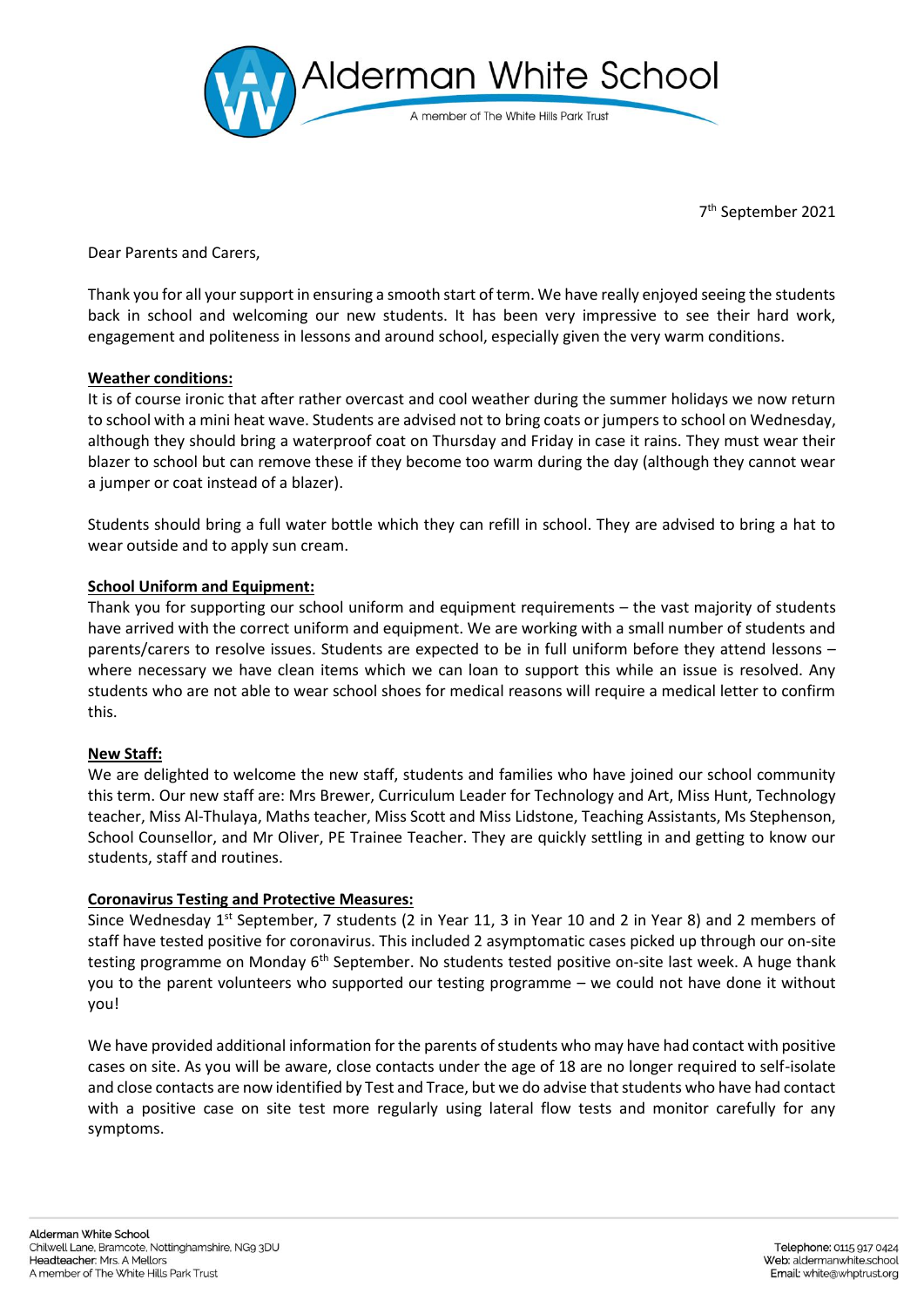# Alderman White School

A member of The White Hills Park Trust

7th September 2021

Dear Parents and Carers,

Thank you for all your support in ensuring a smooth start of term. We have really enjoyed seeing the students back in school and welcoming our new students. It has been very impressive to see their hard work, engagement and politeness in lessons and around school, especially given the very warm conditions.

## Weather conditions:

It is of course ironic that after rather overcast and cool weather during the summer holidays we now return to school with a mini heat wave. Students are advised not to bring coats or jumpers to school on Wednesday, although they should bring a waterproof coat on Thursday and Friday in case it rains. They must wear their blazer to school but can remove these if they become too warm during the day (although they cannot wear a jumper or coat instead of a blazer).

Students should bring a full water bottle which they can refill in school. They are advised to bring a hat to wear outside and to apply sun cream.

## School Uniform and Equipment:

Thank you for supporting our school uniform and equipment requirements – the vast majority of students have arrived with the correct uniform and equipment. We are working with a small number of students and parents/carers to resolve issues. Students are expected to be in full uniform before they attend lessons – where necessary we have clean items which we can loan to support this while an issue is resolved. Any students who are not able to wear school shoes for medical reasons will require a medical letter to confirm this.

## New Staff:

We are delighted to welcome the new staff, students and families who have joined our school community this term. Our new staff are: Mrs Brewer, Curriculum Leader for Technology and Art, Miss Hunt, Technology teacher, Miss Al-Thulaya, Maths teacher, Miss Scott and Miss Lidstone, Teaching Assistants, Ms Stephenson, School Counsellor, and Mr Oliver, PE Trainee Teacher. They are quickly settling in and getting to know our students, staff and routines.

## Coronavirus Testing and Protective Measures:

Since Wednesday 1st September, 7 students (2 in Year 11, 3 in Year 10 and 2 in Year 8) and 2 members of staff have tested positive for coronavirus. This included 2 asymptomatic cases picked up through our on-site testing programme on Monday 6th September. No students tested positive on-site last week. A huge thank you to the parent volunteers who supported our testing programme – we could not have done it without you!

We have provided additional information for the parents of students who may have had contact with positive cases on site. As you will be aware, close contacts under the age of 18 are no longer required to self-isolate and close contacts are now identified by Test and Trace, but we do advise that students who have had contact with a positive case on site test more regularly using lateral flow tests and monitor carefully for any symptoms.

Alderman White School
Chilwell Lane, Bramcote, Nottinghamshire, NG9 3DU
Headteacher: Mrs. A Mellors
A member of The White Hills Park Trust

Telephone: 0115 917 0424
Web: aldermanwhite.school
Email: white@whptrust.org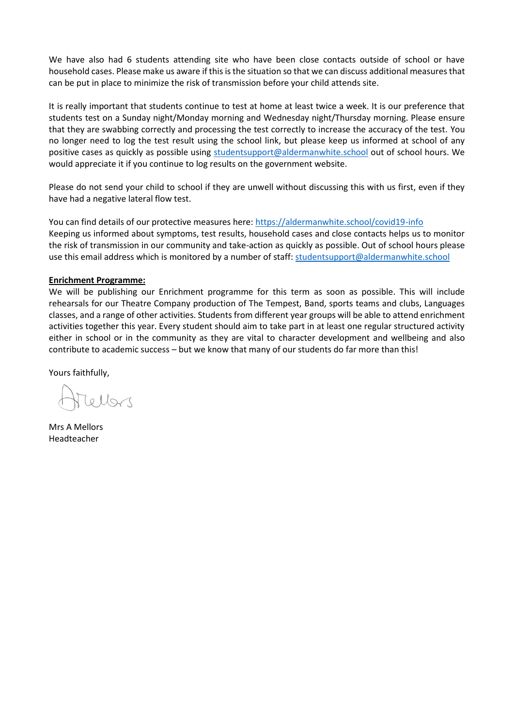We have also had 6 students attending site who have been close contacts outside of school or have household cases. Please make us aware if this is the situation so that we can discuss additional measures that can be put in place to minimize the risk of transmission before your child attends site.

It is really important that students continue to test at home at least twice a week. It is our preference that students test on a Sunday night/Monday morning and Wednesday night/Thursday morning. Please ensure that they are swabbing correctly and processing the test correctly to increase the accuracy of the test. You no longer need to log the test result using the school link, but please keep us informed at school of any positive cases as quickly as possible using studentsupport@aldermanwhite.school out of school hours. We would appreciate it if you continue to log results on the government website.

Please do not send your child to school if they are unwell without discussing this with us first, even if they have had a negative lateral flow test.

You can find details of our protective measures here: https://aldermanwhite.school/covid19-info
Keeping us informed about symptoms, test results, household cases and close contacts helps us to monitor the risk of transmission in our community and take-action as quickly as possible. Out of school hours please use this email address which is monitored by a number of staff: studentsupport@aldermanwhite.school

**Enrichment Programme:**

We will be publishing our Enrichment programme for this term as soon as possible. This will include rehearsals for our Theatre Company production of The Tempest, Band, sports teams and clubs, Languages classes, and a range of other activities. Students from different year groups will be able to attend enrichment activities together this year. Every student should aim to take part in at least one regular structured activity either in school or in the community as they are vital to character development and wellbeing and also contribute to academic success – but we know that many of our students do far more than this!

Yours faithfully,

AMellors

Mrs A Mellors
Headteacher